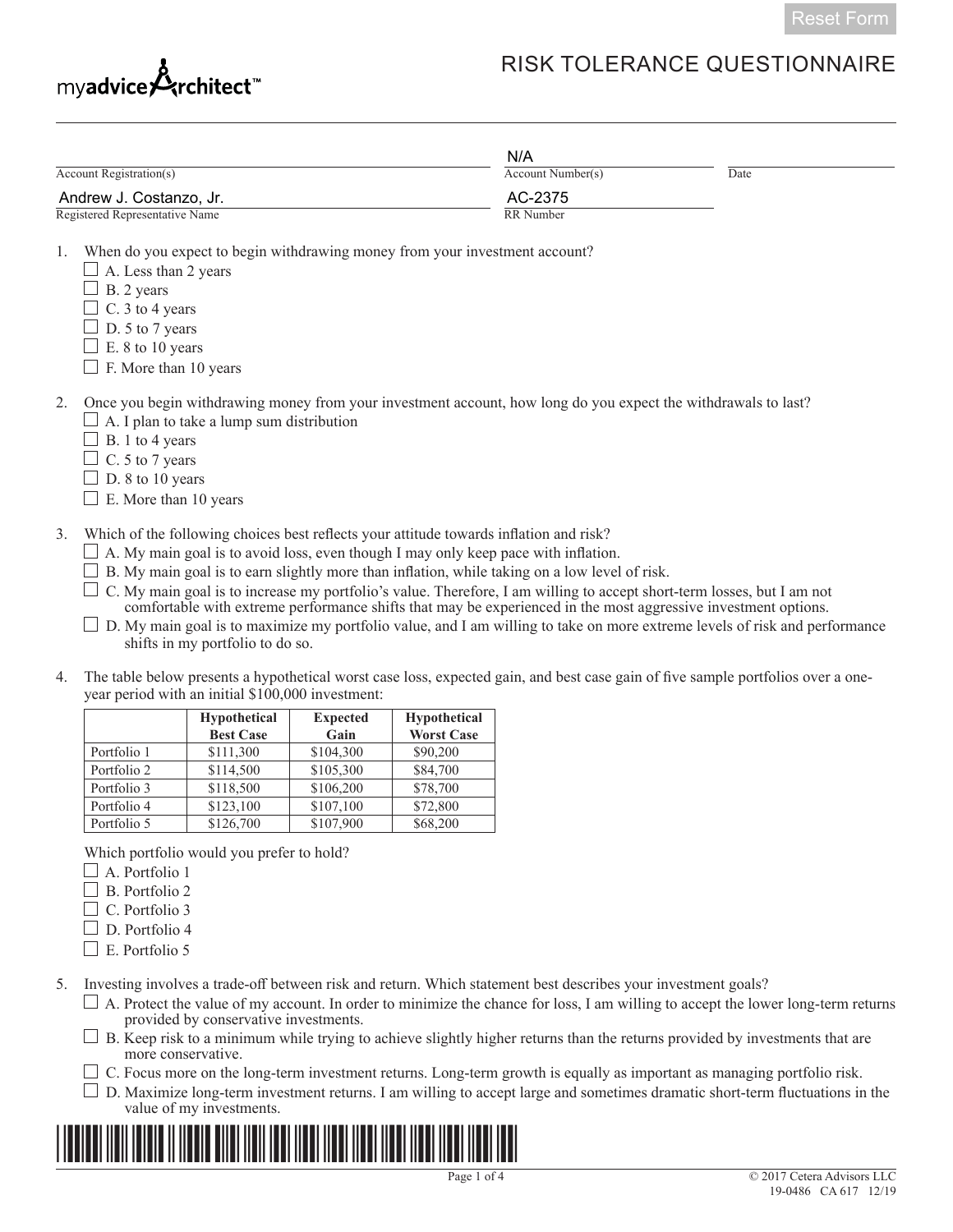Reset Form

myadviceArchitect™

# RISK TOLERANCE QUESTIONNAIRE

| | | |
|---|---|---|
| | N/A | |
| Account Registration(s) | Account Number(s) | Date |
| Andrew J. Costanzo, Jr. | AC-2375 | |
| Registered Representative Name | RR Number | |

1. When do you expect to begin withdrawing money from your investment account?
   - ☐ A. Less than 2 years
   - ☐ B. 2 years
   - ☐ C. 3 to 4 years
   - ☐ D. 5 to 7 years
   - ☐ E. 8 to 10 years
   - ☐ F. More than 10 years

2. Once you begin withdrawing money from your investment account, how long do you expect the withdrawals to last?
   - ☐ A. I plan to take a lump sum distribution
   - ☐ B. 1 to 4 years
   - ☐ C. 5 to 7 years
   - ☐ D. 8 to 10 years
   - ☐ E. More than 10 years

3. Which of the following choices best reflects your attitude towards inflation and risk?
   - ☐ A. My main goal is to avoid loss, even though I may only keep pace with inflation.
   - ☐ B. My main goal is to earn slightly more than inflation, while taking on a low level of risk.
   - ☐ C. My main goal is to increase my portfolio's value. Therefore, I am willing to accept short-term losses, but I am not comfortable with extreme performance shifts that may be experienced in the most aggressive investment options.
   - ☐ D. My main goal is to maximize my portfolio value, and I am willing to take on more extreme levels of risk and performance shifts in my portfolio to do so.

4. The table below presents a hypothetical worst case loss, expected gain, and best case gain of five sample portfolios over a one-year period with an initial $100,000 investment:

| | Hypothetical Best Case | Expected Gain | Hypothetical Worst Case |
|---|---|---|---|
| Portfolio 1 | $111,300 | $104,300 | $90,200 |
| Portfolio 2 | $114,500 | $105,300 | $84,700 |
| Portfolio 3 | $118,500 | $106,200 | $78,700 |
| Portfolio 4 | $123,100 | $107,100 | $72,800 |
| Portfolio 5 | $126,700 | $107,900 | $68,200 |

   Which portfolio would you prefer to hold?
   - ☐ A. Portfolio 1
   - ☐ B. Portfolio 2
   - ☐ C. Portfolio 3
   - ☐ D. Portfolio 4
   - ☐ E. Portfolio 5

5. Investing involves a trade-off between risk and return. Which statement best describes your investment goals?
   - ☐ A. Protect the value of my account. In order to minimize the chance for loss, I am willing to accept the lower long-term returns provided by conservative investments.
   - ☐ B. Keep risk to a minimum while trying to achieve slightly higher returns than the returns provided by investments that are more conservative.
   - ☐ C. Focus more on the long-term investment returns. Long-term growth is equally as important as managing portfolio risk.
   - ☐ D. Maximize long-term investment returns. I am willing to accept large and sometimes dramatic short-term fluctuations in the value of my investments.

© 2017 Cetera Advisors LLC
19-0486 CA 617 12/19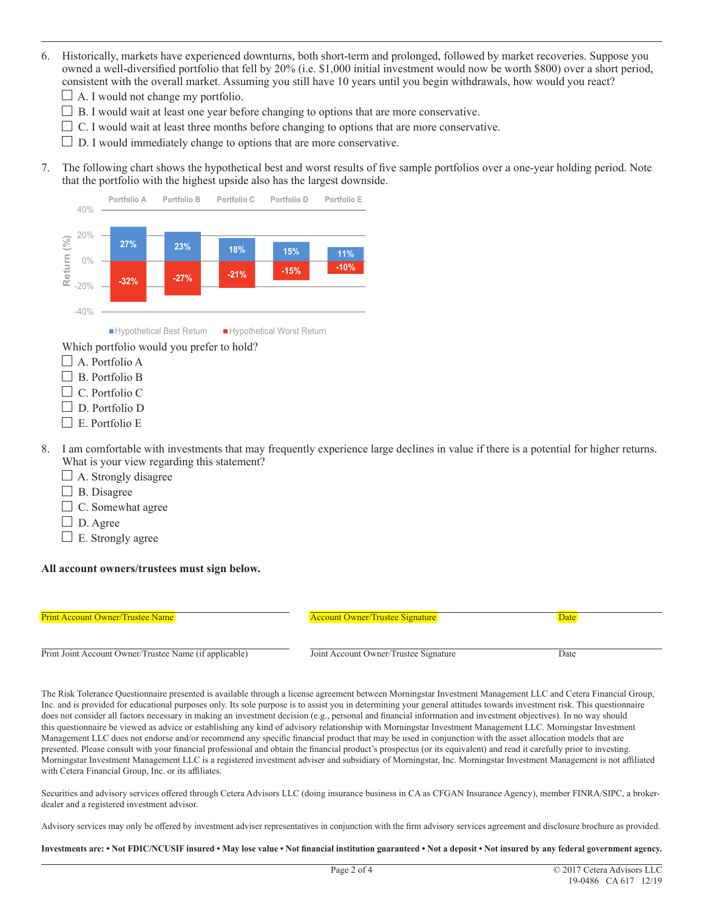6. Historically, markets have experienced downturns, both short-term and prolonged, followed by market recoveries. Suppose you owned a well-diversified portfolio that fell by 20% (i.e. $1,000 initial investment would now be worth $800) over a short period, consistent with the overall market. Assuming you still have 10 years until you begin withdrawals, how would you react?
   - ☐ A. I would not change my portfolio.
   - ☐ B. I would wait at least one year before changing to options that are more conservative.
   - ☐ C. I would wait at least three months before changing to options that are more conservative.
   - ☐ D. I would immediately change to options that are more conservative.

7. The following chart shows the hypothetical best and worst results of five sample portfolios over a one-year holding period. Note that the portfolio with the highest upside also has the largest downside.

| | Portfolio A | Portfolio B | Portfolio C | Portfolio D | Portfolio E |
|---|---|---|---|---|---|
| Hypothetical Best Return | 27% | 23% | 18% | 15% | 11% |
| Hypothetical Worst Return | -32% | -27% | -21% | -15% | -10% |

   Which portfolio would you prefer to hold?
   - ☐ A. Portfolio A
   - ☐ B. Portfolio B
   - ☐ C. Portfolio C
   - ☐ D. Portfolio D
   - ☐ E. Portfolio E

8. I am comfortable with investments that may frequently experience large declines in value if there is a potential for higher returns. What is your view regarding this statement?
   - ☐ A. Strongly disagree
   - ☐ B. Disagree
   - ☐ C. Somewhat agree
   - ☐ D. Agree
   - ☐ E. Strongly agree

**All account owners/trustees must sign below.**

| Print Account Owner/Trustee Name | Account Owner/Trustee Signature | Date |
|---|---|---|
| Print Joint Account Owner/Trustee Name (if applicable) | Joint Account Owner/Trustee Signature | Date |

The Risk Tolerance Questionnaire presented is available through a license agreement between Morningstar Investment Management LLC and Cetera Financial Group, Inc. and is provided for educational purposes only. Its sole purpose is to assist you in determining your general attitudes towards investment risk. This questionnaire does not consider all factors necessary in making an investment decision (e.g., personal and financial information and investment objectives). In no way should this questionnaire be viewed as advice or establishing any kind of advisory relationship with Morningstar Investment Management LLC. Morningstar Investment Management LLC does not endorse and/or recommend any specific financial product that may be used in conjunction with the asset allocation models that are presented. Please consult with your financial professional and obtain the financial product's prospectus (or its equivalent) and read it carefully prior to investing. Morningstar Investment Management LLC is a registered investment adviser and subsidiary of Morningstar, Inc. Morningstar Investment Management is not affiliated with Cetera Financial Group, Inc. or its affiliates.

Securities and advisory services offered through Cetera Advisors LLC (doing insurance business in CA as CFGAN Insurance Agency), member FINRA/SIPC, a broker-dealer and a registered investment advisor.

Advisory services may only be offered by investment adviser representatives in conjunction with the firm advisory services agreement and disclosure brochure as provided.

**Investments are: • Not FDIC/NCUSIF insured • May lose value • Not financial institution guaranteed • Not a deposit • Not insured by any federal government agency.**

© 2017 Cetera Advisors LLC
19-0486 CA 617 12/19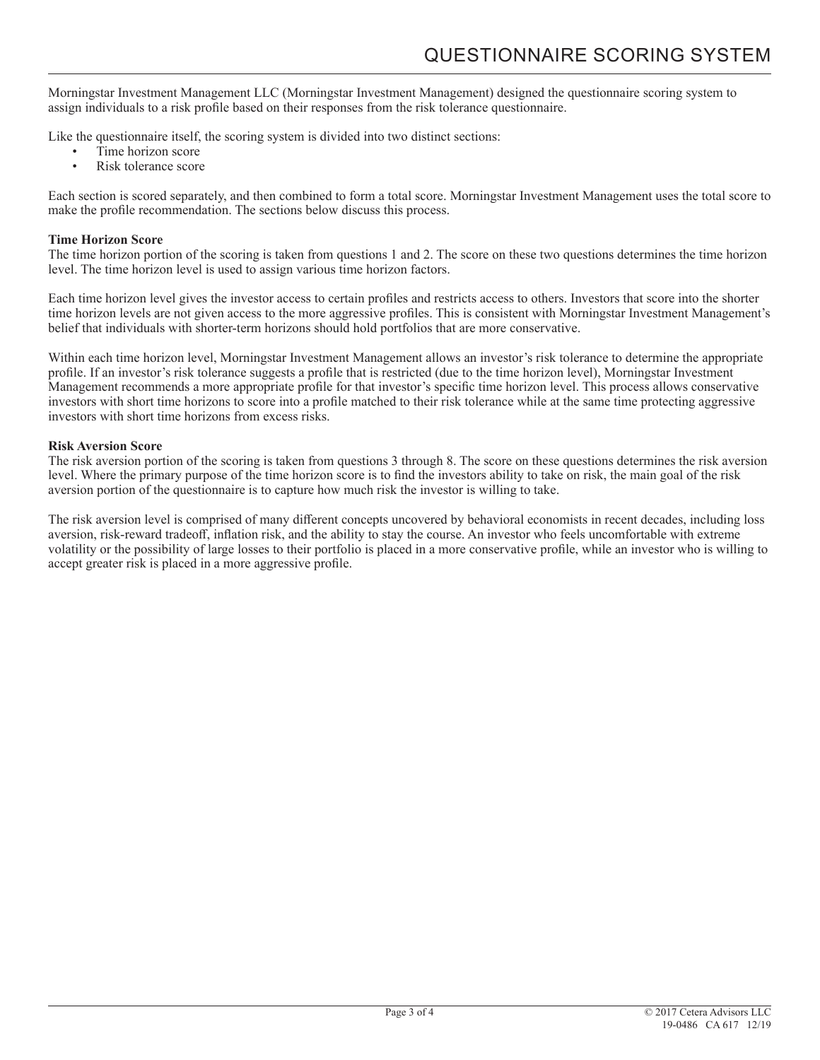# QUESTIONNAIRE SCORING SYSTEM

Morningstar Investment Management LLC (Morningstar Investment Management) designed the questionnaire scoring system to assign individuals to a risk profile based on their responses from the risk tolerance questionnaire.

Like the questionnaire itself, the scoring system is divided into two distinct sections:

- Time horizon score
- Risk tolerance score

Each section is scored separately, and then combined to form a total score. Morningstar Investment Management uses the total score to make the profile recommendation. The sections below discuss this process.

**Time Horizon Score**
The time horizon portion of the scoring is taken from questions 1 and 2. The score on these two questions determines the time horizon level. The time horizon level is used to assign various time horizon factors.

Each time horizon level gives the investor access to certain profiles and restricts access to others. Investors that score into the shorter time horizon levels are not given access to the more aggressive profiles. This is consistent with Morningstar Investment Management's belief that individuals with shorter-term horizons should hold portfolios that are more conservative.

Within each time horizon level, Morningstar Investment Management allows an investor's risk tolerance to determine the appropriate profile. If an investor's risk tolerance suggests a profile that is restricted (due to the time horizon level), Morningstar Investment Management recommends a more appropriate profile for that investor's specific time horizon level. This process allows conservative investors with short time horizons to score into a profile matched to their risk tolerance while at the same time protecting aggressive investors with short time horizons from excess risks.

**Risk Aversion Score**
The risk aversion portion of the scoring is taken from questions 3 through 8. The score on these questions determines the risk aversion level. Where the primary purpose of the time horizon score is to find the investors ability to take on risk, the main goal of the risk aversion portion of the questionnaire is to capture how much risk the investor is willing to take.

The risk aversion level is comprised of many different concepts uncovered by behavioral economists in recent decades, including loss aversion, risk-reward tradeoff, inflation risk, and the ability to stay the course. An investor who feels uncomfortable with extreme volatility or the possibility of large losses to their portfolio is placed in a more conservative profile, while an investor who is willing to accept greater risk is placed in a more aggressive profile.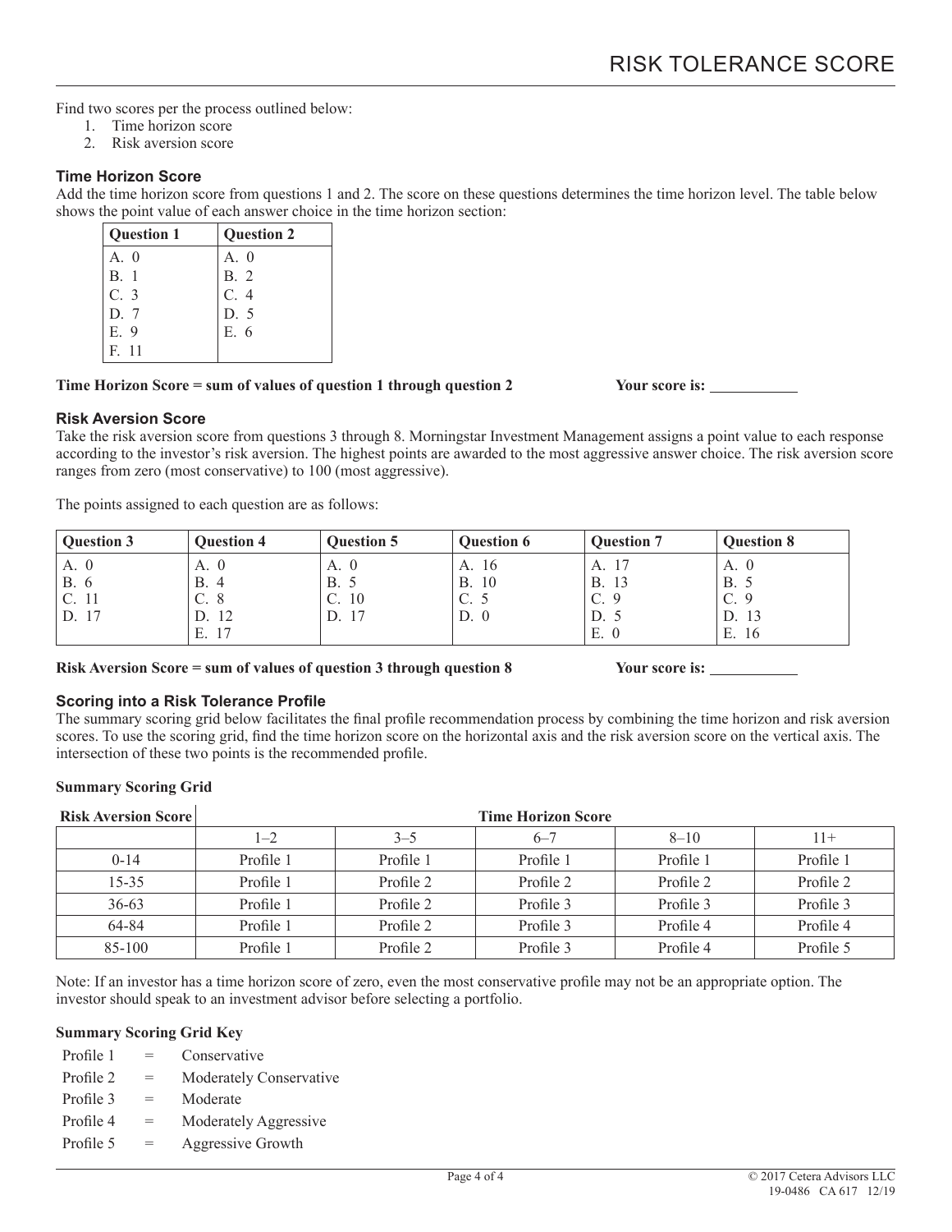# RISK TOLERANCE SCORE

Find two scores per the process outlined below:

1. Time horizon score
2. Risk aversion score

### Time Horizon Score

Add the time horizon score from questions 1 and 2. The score on these questions determines the time horizon level. The table below shows the point value of each answer choice in the time horizon section:

| Question 1 | Question 2 |
|---|---|
| A. 0 | A. 0 |
| B. 1 | B. 2 |
| C. 3 | C. 4 |
| D. 7 | D. 5 |
| E. 9 | E. 6 |
| F. 11 | |

**Time Horizon Score = sum of values of question 1 through question 2** **Your score is:** ___________

### Risk Aversion Score

Take the risk aversion score from questions 3 through 8. Morningstar Investment Management assigns a point value to each response according to the investor's risk aversion. The highest points are awarded to the most aggressive answer choice. The risk aversion score ranges from zero (most conservative) to 100 (most aggressive).

The points assigned to each question are as follows:

| Question 3 | Question 4 | Question 5 | Question 6 | Question 7 | Question 8 |
|---|---|---|---|---|---|
| A. 0 | A. 0 | A. 0 | A. 16 | A. 17 | A. 0 |
| B. 6 | B. 4 | B. 5 | B. 10 | B. 13 | B. 5 |
| C. 11 | C. 8 | C. 10 | C. 5 | C. 9 | C. 9 |
| D. 17 | D. 12 | D. 17 | D. 0 | D. 5 | D. 13 |
| | E. 17 | | | E. 0 | E. 16 |

**Risk Aversion Score = sum of values of question 3 through question 8** **Your score is:** ___________

### Scoring into a Risk Tolerance Profile

The summary scoring grid below facilitates the final profile recommendation process by combining the time horizon and risk aversion scores. To use the scoring grid, find the time horizon score on the horizontal axis and the risk aversion score on the vertical axis. The intersection of these two points is the recommended profile.

**Summary Scoring Grid**

| Risk Aversion Score | Time Horizon Score | | | | |
|---|---|---|---|---|---|
| | 1–2 | 3–5 | 6–7 | 8–10 | 11+ |
| 0-14 | Profile 1 | Profile 1 | Profile 1 | Profile 1 | Profile 1 |
| 15-35 | Profile 1 | Profile 2 | Profile 2 | Profile 2 | Profile 2 |
| 36-63 | Profile 1 | Profile 2 | Profile 3 | Profile 3 | Profile 3 |
| 64-84 | Profile 1 | Profile 2 | Profile 3 | Profile 4 | Profile 4 |
| 85-100 | Profile 1 | Profile 2 | Profile 3 | Profile 4 | Profile 5 |

Note: If an investor has a time horizon score of zero, even the most conservative profile may not be an appropriate option. The investor should speak to an investment advisor before selecting a portfolio.

**Summary Scoring Grid Key**

| | | |
|---|---|---|
| Profile 1 | = | Conservative |
| Profile 2 | = | Moderately Conservative |
| Profile 3 | = | Moderate |
| Profile 4 | = | Moderately Aggressive |
| Profile 5 | = | Aggressive Growth |

© 2017 Cetera Advisors LLC
19-0486 CA 617 12/19